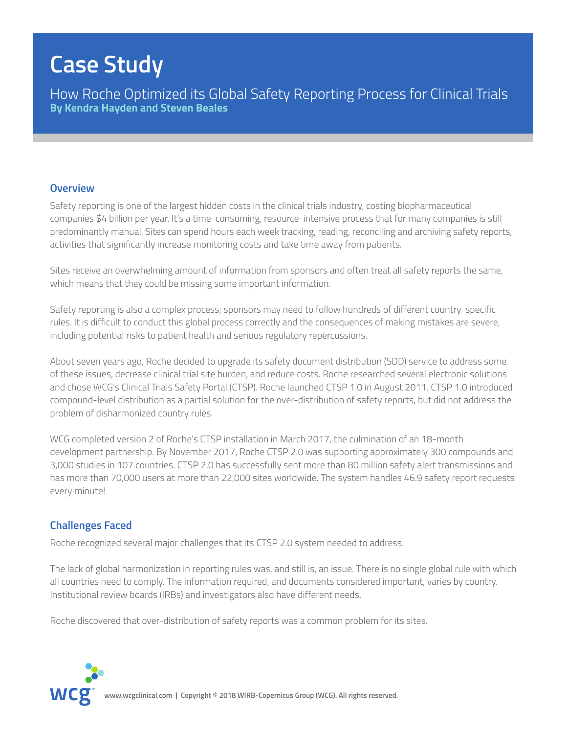# Case Study

## How Roche Optimized its Global Safety Reporting Process for Clinical Trials

**By Kendra Hayden and Steven Beales**

### Overview

Safety reporting is one of the largest hidden costs in the clinical trials industry, costing biopharmaceutical companies $4 billion per year. It's a time-consuming, resource-intensive process that for many companies is still predominantly manual. Sites can spend hours each week tracking, reading, reconciling and archiving safety reports, activities that significantly increase monitoring costs and take time away from patients.

Sites receive an overwhelming amount of information from sponsors and often treat all safety reports the same, which means that they could be missing some important information.

Safety reporting is also a complex process; sponsors may need to follow hundreds of different country-specific rules. It is difficult to conduct this global process correctly and the consequences of making mistakes are severe, including potential risks to patient health and serious regulatory repercussions.

About seven years ago, Roche decided to upgrade its safety document distribution (SDD) service to address some of these issues, decrease clinical trial site burden, and reduce costs. Roche researched several electronic solutions and chose WCG's Clinical Trials Safety Portal (CTSP). Roche launched CTSP 1.0 in August 2011. CTSP 1.0 introduced compound-level distribution as a partial solution for the over-distribution of safety reports, but did not address the problem of disharmonized country rules.

WCG completed version 2 of Roche's CTSP installation in March 2017, the culmination of an 18-month development partnership. By November 2017, Roche CTSP 2.0 was supporting approximately 300 compounds and 3,000 studies in 107 countries. CTSP 2.0 has successfully sent more than 80 million safety alert transmissions and has more than 70,000 users at more than 22,000 sites worldwide. The system handles 46.9 safety report requests every minute!

### Challenges Faced

Roche recognized several major challenges that its CTSP 2.0 system needed to address.

The lack of global harmonization in reporting rules was, and still is, an issue. There is no single global rule with which all countries need to comply. The information required, and documents considered important, varies by country. Institutional review boards (IRBs) and investigators also have different needs.

Roche discovered that over-distribution of safety reports was a common problem for its sites.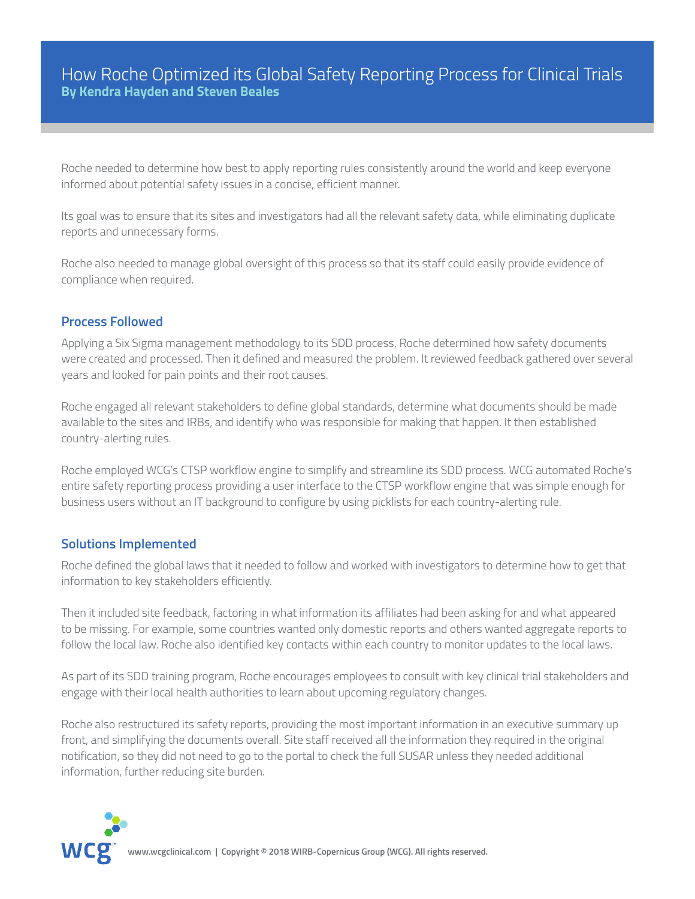# How Roche Optimized its Global Safety Reporting Process for Clinical Trials

**By Kendra Hayden and Steven Beales**

Roche needed to determine how best to apply reporting rules consistently around the world and keep everyone informed about potential safety issues in a concise, efficient manner.

Its goal was to ensure that its sites and investigators had all the relevant safety data, while eliminating duplicate reports and unnecessary forms.

Roche also needed to manage global oversight of this process so that its staff could easily provide evidence of compliance when required.

## Process Followed

Applying a Six Sigma management methodology to its SDD process, Roche determined how safety documents were created and processed. Then it defined and measured the problem. It reviewed feedback gathered over several years and looked for pain points and their root causes.

Roche engaged all relevant stakeholders to define global standards, determine what documents should be made available to the sites and IRBs, and identify who was responsible for making that happen. It then established country-alerting rules.

Roche employed WCG's CTSP workflow engine to simplify and streamline its SDD process. WCG automated Roche's entire safety reporting process providing a user interface to the CTSP workflow engine that was simple enough for business users without an IT background to configure by using picklists for each country-alerting rule.

## Solutions Implemented

Roche defined the global laws that it needed to follow and worked with investigators to determine how to get that information to key stakeholders efficiently.

Then it included site feedback, factoring in what information its affiliates had been asking for and what appeared to be missing. For example, some countries wanted only domestic reports and others wanted aggregate reports to follow the local law. Roche also identified key contacts within each country to monitor updates to the local laws.

As part of its SDD training program, Roche encourages employees to consult with key clinical trial stakeholders and engage with their local health authorities to learn about upcoming regulatory changes.

Roche also restructured its safety reports, providing the most important information in an executive summary up front, and simplifying the documents overall. Site staff received all the information they required in the original notification, so they did not need to go to the portal to check the full SUSAR unless they needed additional information, further reducing site burden.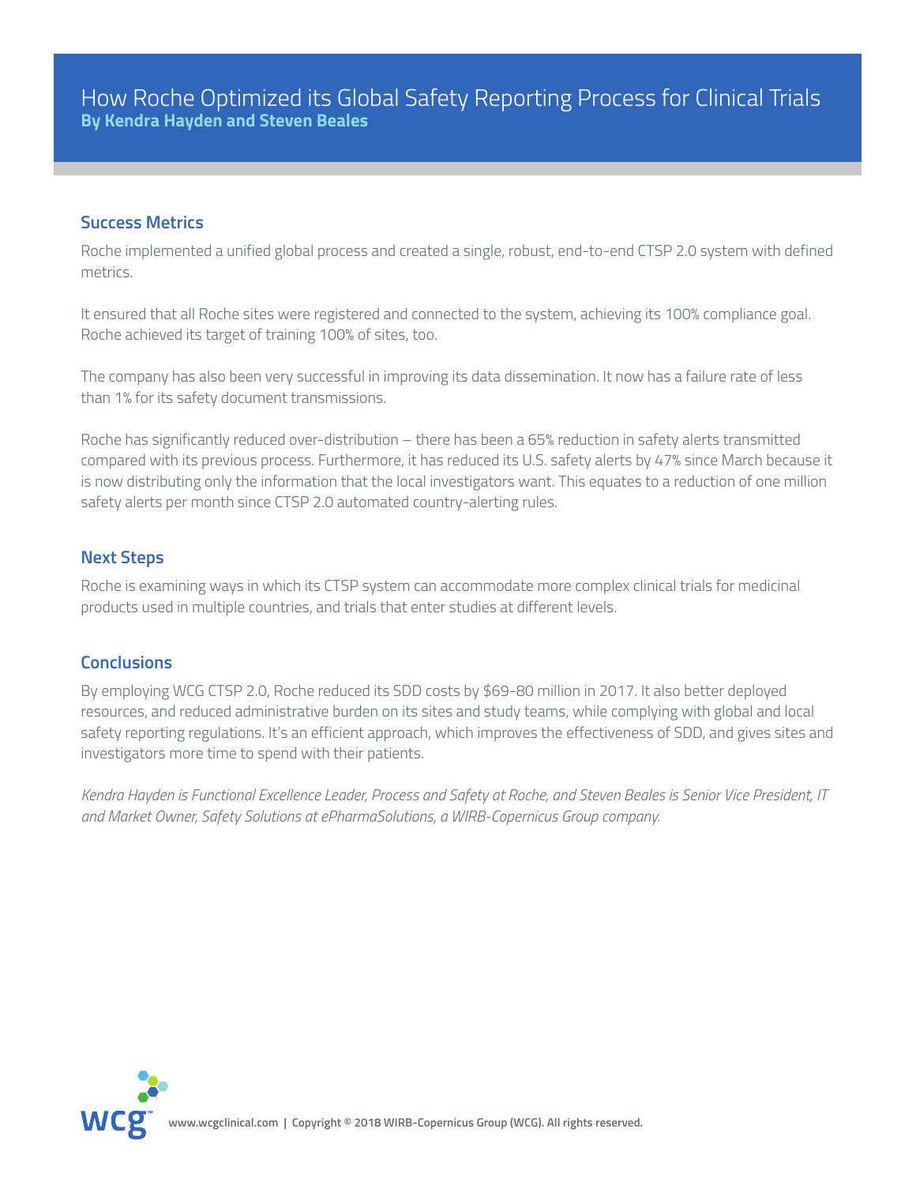# How Roche Optimized its Global Safety Reporting Process for Clinical Trials

**By Kendra Hayden and Steven Beales**

## Success Metrics

Roche implemented a unified global process and created a single, robust, end-to-end CTSP 2.0 system with defined metrics.

It ensured that all Roche sites were registered and connected to the system, achieving its 100% compliance goal. Roche achieved its target of training 100% of sites, too.

The company has also been very successful in improving its data dissemination. It now has a failure rate of less than 1% for its safety document transmissions.

Roche has significantly reduced over-distribution – there has been a 65% reduction in safety alerts transmitted compared with its previous process. Furthermore, it has reduced its U.S. safety alerts by 47% since March because it is now distributing only the information that the local investigators want. This equates to a reduction of one million safety alerts per month since CTSP 2.0 automated country-alerting rules.

## Next Steps

Roche is examining ways in which its CTSP system can accommodate more complex clinical trials for medicinal products used in multiple countries, and trials that enter studies at different levels.

## Conclusions

By employing WCG CTSP 2.0, Roche reduced its SDD costs by $69-80 million in 2017. It also better deployed resources, and reduced administrative burden on its sites and study teams, while complying with global and local safety reporting regulations. It's an efficient approach, which improves the effectiveness of SDD, and gives sites and investigators more time to spend with their patients.

*Kendra Hayden is Functional Excellence Leader, Process and Safety at Roche, and Steven Beales is Senior Vice President, IT and Market Owner, Safety Solutions at ePharmaSolutions, a WIRB-Copernicus Group company.*

www.wcgclinical.com | Copyright © 2018 WIRB-Copernicus Group (WCG). All rights reserved.